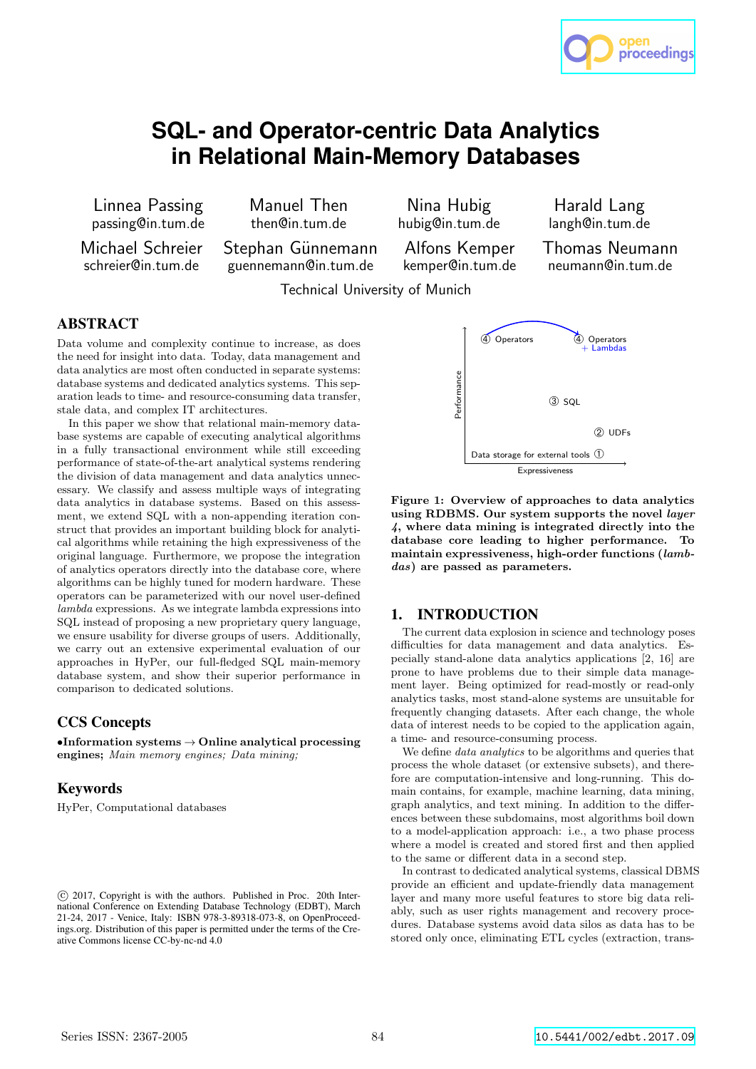# SQL- and Operator-centric Data Analytics in Relational Main-Memory Databases

Linnea Passing
passing@in.tum.de

Manuel Then
then@in.tum.de

Nina Hubig
hubig@in.tum.de

Harald Lang
langh@in.tum.de

Michael Schreier
schreier@in.tum.de

Stephan Günnemann
guennemann@in.tum.de

Alfons Kemper
kemper@in.tum.de

Thomas Neumann
neumann@in.tum.de

Technical University of Munich

## ABSTRACT

Data volume and complexity continue to increase, as does the need for insight into data. Today, data management and data analytics are most often conducted in separate systems: database systems and dedicated analytics systems. This separation leads to time- and resource-consuming data transfer, stale data, and complex IT architectures.

In this paper we show that relational main-memory database systems are capable of executing analytical algorithms in a fully transactional environment while still exceeding performance of state-of-the-art analytical systems rendering the division of data management and data analytics unnecessary. We classify and assess multiple ways of integrating data analytics in database systems. Based on this assessment, we extend SQL with a non-appending iteration construct that provides an important building block for analytical algorithms while retaining the high expressiveness of the original language. Furthermore, we propose the integration of analytics operators directly into the database core, where algorithms can be highly tuned for modern hardware. These operators can be parameterized with our novel user-defined *lambda* expressions. As we integrate lambda expressions into SQL instead of proposing a new proprietary query language, we ensure usability for diverse groups of users. Additionally, we carry out an extensive experimental evaluation of our approaches in HyPer, our full-fledged SQL main-memory database system, and show their superior performance in comparison to dedicated solutions.

## CCS Concepts

•**Information systems** → **Online analytical processing engines;** *Main memory engines; Data mining;*

## Keywords

HyPer, Computational databases

© 2017, Copyright is with the authors. Published in Proc. 20th International Conference on Extending Database Technology (EDBT), March 21-24, 2017 - Venice, Italy: ISBN 978-3-89318-073-8, on OpenProceedings.org. Distribution of this paper is permitted under the terms of the Creative Commons license CC-by-nc-nd 4.0

**Figure 1: Overview of approaches to data analytics using RDBMS. Our system supports the novel *layer 4*, where data mining is integrated directly into the database core leading to higher performance. To maintain expressiveness, high-order functions (*lambdas*) are passed as parameters.**

## 1. INTRODUCTION

The current data explosion in science and technology poses difficulties for data management and data analytics. Especially stand-alone data analytics applications [2, 16] are prone to have problems due to their simple data management layer. Being optimized for read-mostly or read-only analytics tasks, most stand-alone systems are unsuitable for frequently changing datasets. After each change, the whole data of interest needs to be copied to the application again, a time- and resource-consuming process.

We define *data analytics* to be algorithms and queries that process the whole dataset (or extensive subsets), and therefore are computation-intensive and long-running. This domain contains, for example, machine learning, data mining, graph analytics, and text mining. In addition to the differences between these subdomains, most algorithms boil down to a model-application approach: i.e., a two phase process where a model is created and stored first and then applied to the same or different data in a second step.

In contrast to dedicated analytical systems, classical DBMS provide an efficient and update-friendly data management layer and many more useful features to store big data reliably, such as user rights management and recovery procedures. Database systems avoid data silos as data has to be stored only once, eliminating ETL cycles (extraction, trans-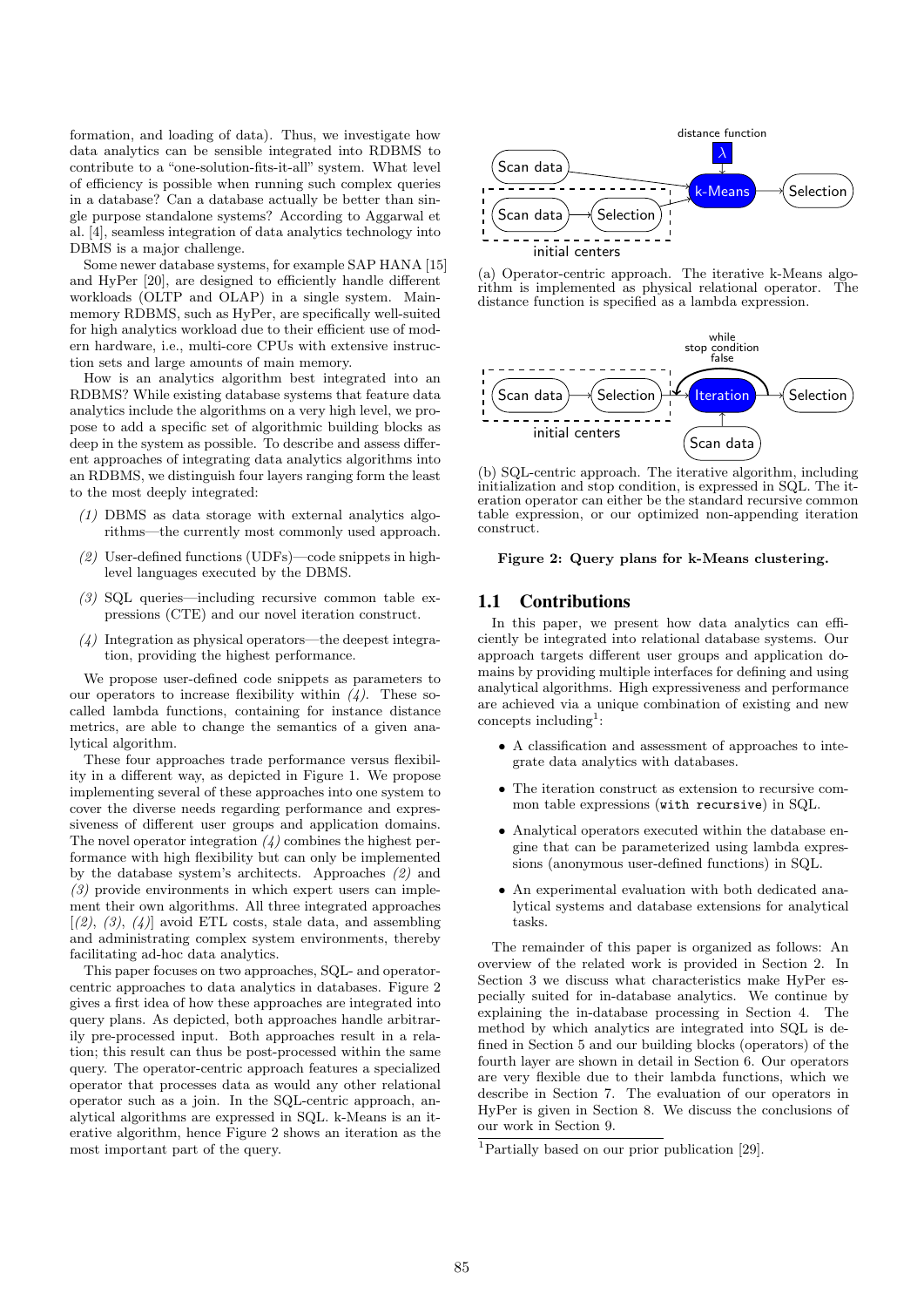formation, and loading of data). Thus, we investigate how data analytics can be sensible integrated into RDBMS to contribute to a "one-solution-fits-it-all" system. What level of efficiency is possible when running such complex queries in a database? Can a database actually be better than single purpose standalone systems? According to Aggarwal et al. [4], seamless integration of data analytics technology into DBMS is a major challenge.

Some newer database systems, for example SAP HANA [15] and HyPer [20], are designed to efficiently handle different workloads (OLTP and OLAP) in a single system. Main-memory RDBMS, such as HyPer, are specifically well-suited for high analytics workload due to their efficient use of modern hardware, i.e., multi-core CPUs with extensive instruction sets and large amounts of main memory.

How is an analytics algorithm best integrated into an RDBMS? While existing database systems that feature data analytics include the algorithms on a very high level, we propose to add a specific set of algorithmic building blocks as deep in the system as possible. To describe and assess different approaches of integrating data analytics algorithms into an RDBMS, we distinguish four layers ranging form the least to the most deeply integrated:

*(1)* DBMS as data storage with external analytics algorithms—the currently most commonly used approach.

*(2)* User-defined functions (UDFs)—code snippets in high-level languages executed by the DBMS.

*(3)* SQL queries—including recursive common table expressions (CTE) and our novel iteration construct.

*(4)* Integration as physical operators—the deepest integration, providing the highest performance.

We propose user-defined code snippets as parameters to our operators to increase flexibility within *(4)*. These so-called lambda functions, containing for instance distance metrics, are able to change the semantics of a given analytical algorithm.

These four approaches trade performance versus flexibility in a different way, as depicted in Figure 1. We propose implementing several of these approaches into one system to cover the diverse needs regarding performance and expressiveness of different user groups and application domains. The novel operator integration *(4)* combines the highest performance with high flexibility but can only be implemented by the database system's architects. Approaches *(2)* and *(3)* provide environments in which expert users can implement their own algorithms. All three integrated approaches [*(2)*, *(3)*, *(4)*] avoid ETL costs, stale data, and assembling and administrating complex system environments, thereby facilitating ad-hoc data analytics.

This paper focuses on two approaches, SQL- and operator-centric approaches to data analytics in databases. Figure 2 gives a first idea of how these approaches are integrated into query plans. As depicted, both approaches handle arbitrarily pre-processed input. Both approaches result in a relation; this result can thus be post-processed within the same query. The operator-centric approach features a specialized operator that processes data as would any other relational operator such as a join. In the SQL-centric approach, analytical algorithms are expressed in SQL. k-Means is an iterative algorithm, hence Figure 2 shows an iteration as the most important part of the query.

distance function
λ
Scan data
Scan data
Selection
k-Means
Selection
initial centers

(a) Operator-centric approach. The iterative k-Means algorithm is implemented as physical relational operator. The distance function is specified as a lambda expression.

while
stop condition
false
Scan data
Selection
Iteration
Selection
initial centers
Scan data

(b) SQL-centric approach. The iterative algorithm, including initialization and stop condition, is expressed in SQL. The iteration operator can either be the standard recursive common table expression, or our optimized non-appending iteration construct.

**Figure 2: Query plans for k-Means clustering.**

## 1.1 Contributions

In this paper, we present how data analytics can efficiently be integrated into relational database systems. Our approach targets different user groups and application domains by providing multiple interfaces for defining and using analytical algorithms. High expressiveness and performance are achieved via a unique combination of existing and new concepts including[1]:

- A classification and assessment of approaches to integrate data analytics with databases.
- The iteration construct as extension to recursive common table expressions (`with recursive`) in SQL.
- Analytical operators executed within the database engine that can be parameterized using lambda expressions (anonymous user-defined functions) in SQL.
- An experimental evaluation with both dedicated analytical systems and database extensions for analytical tasks.

The remainder of this paper is organized as follows: An overview of the related work is provided in Section 2. In Section 3 we discuss what characteristics make HyPer especially suited for in-database analytics. We continue by explaining the in-database processing in Section 4. The method by which analytics are integrated into SQL is defined in Section 5 and our building blocks (operators) of the fourth layer are shown in detail in Section 6. Our operators are very flexible due to their lambda functions, which we describe in Section 7. The evaluation of our operators in HyPer is given in Section 8. We discuss the conclusions of our work in Section 9.

[1] Partially based on our prior publication [29].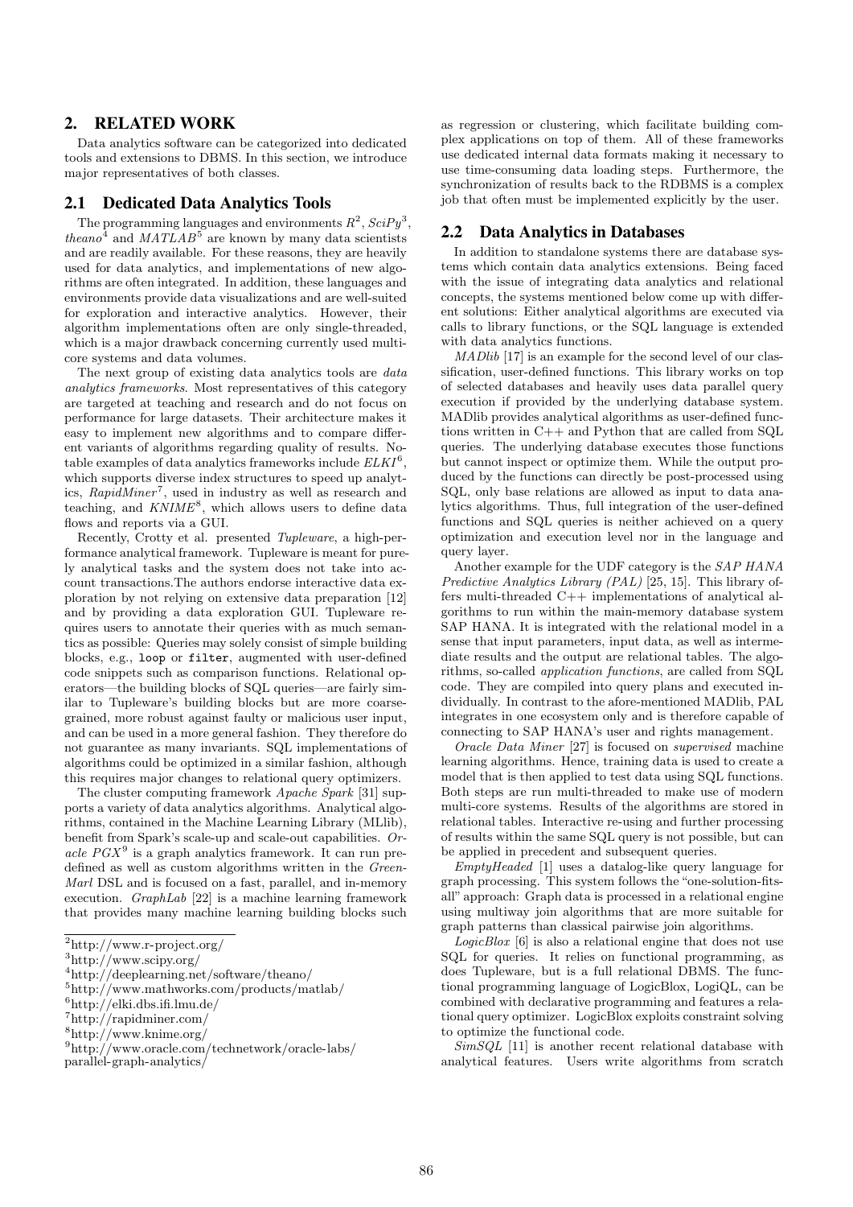## 2. RELATED WORK

Data analytics software can be categorized into dedicated tools and extensions to DBMS. In this section, we introduce major representatives of both classes.

### 2.1 Dedicated Data Analytics Tools

The programming languages and environments *R*[2], *SciPy*[3], *theano*[4] and *MATLAB*[5] are known by many data scientists and are readily available. For these reasons, they are heavily used for data analytics, and implementations of new algorithms are often integrated. In addition, these languages and environments provide data visualizations and are well-suited for exploration and interactive analytics. However, their algorithm implementations often are only single-threaded, which is a major drawback concerning currently used multi-core systems and data volumes.

The next group of existing data analytics tools are *data analytics frameworks*. Most representatives of this category are targeted at teaching and research and do not focus on performance for large datasets. Their architecture makes it easy to implement new algorithms and to compare different variants of algorithms regarding quality of results. Notable examples of data analytics frameworks include *ELKI*[6], which supports diverse index structures to speed up analytics, *RapidMiner*[7], used in industry as well as research and teaching, and *KNIME*[8], which allows users to define data flows and reports via a GUI.

Recently, Crotty et al. presented *Tupleware*, a high-performance analytical framework. Tupleware is meant for purely analytical tasks and the system does not take into account transactions.The authors endorse interactive data exploration by not relying on extensive data preparation [12] and by providing a data exploration GUI. Tupleware requires users to annotate their queries with as much semantics as possible: Queries may solely consist of simple building blocks, e.g., `loop` or `filter`, augmented with user-defined code snippets such as comparison functions. Relational operators—the building blocks of SQL queries—are fairly similar to Tupleware's building blocks but are more coarse-grained, more robust against faulty or malicious user input, and can be used in a more general fashion. They therefore do not guarantee as many invariants. SQL implementations of algorithms could be optimized in a similar fashion, although this requires major changes to relational query optimizers.

The cluster computing framework *Apache Spark* [31] supports a variety of data analytics algorithms. Analytical algorithms, contained in the Machine Learning Library (MLlib), benefit from Spark's scale-up and scale-out capabilities. *Oracle PGX*[9] is a graph analytics framework. It can run predefined as well as custom algorithms written in the *Green-Marl* DSL and is focused on a fast, parallel, and in-memory execution. *GraphLab* [22] is a machine learning framework that provides many machine learning building blocks such as regression or clustering, which facilitate building complex applications on top of them. All of these frameworks use dedicated internal data formats making it necessary to use time-consuming data loading steps. Furthermore, the synchronization of results back to the RDBMS is a complex job that often must be implemented explicitly by the user.

### 2.2 Data Analytics in Databases

In addition to standalone systems there are database systems which contain data analytics extensions. Being faced with the issue of integrating data analytics and relational concepts, the systems mentioned below come up with different solutions: Either analytical algorithms are executed via calls to library functions, or the SQL language is extended with data analytics functions.

*MADlib* [17] is an example for the second level of our classification, user-defined functions. This library works on top of selected databases and heavily uses data parallel query execution if provided by the underlying database system. MADlib provides analytical algorithms as user-defined functions written in C++ and Python that are called from SQL queries. The underlying database executes those functions but cannot inspect or optimize them. While the output produced by the functions can directly be post-processed using SQL, only base relations are allowed as input to data analytics algorithms. Thus, full integration of the user-defined functions and SQL queries is neither achieved on a query optimization and execution level nor in the language and query layer.

Another example for the UDF category is the *SAP HANA Predictive Analytics Library (PAL)* [25, 15]. This library offers multi-threaded C++ implementations of analytical algorithms to run within the main-memory database system SAP HANA. It is integrated with the relational model in a sense that input parameters, input data, as well as intermediate results and the output are relational tables. The algorithms, so-called *application functions*, are called from SQL code. They are compiled into query plans and executed individually. In contrast to the afore-mentioned MADlib, PAL integrates in one ecosystem only and is therefore capable of connecting to SAP HANA's user and rights management.

*Oracle Data Miner* [27] is focused on *supervised* machine learning algorithms. Hence, training data is used to create a model that is then applied to test data using SQL functions. Both steps are run multi-threaded to make use of modern multi-core systems. Results of the algorithms are stored in relational tables. Interactive re-using and further processing of results within the same SQL query is not possible, but can be applied in precedent and subsequent queries.

*EmptyHeaded* [1] uses a datalog-like query language for graph processing. This system follows the "one-solution-fits-all" approach: Graph data is processed in a relational engine using multiway join algorithms that are more suitable for graph patterns than classical pairwise join algorithms.

*LogicBlox* [6] is also a relational engine that does not use SQL for queries. It relies on functional programming, as does Tupleware, but is a full relational DBMS. The functional programming language of LogicBlox, LogiQL, can be combined with declarative programming and features a relational query optimizer. LogicBlox exploits constraint solving to optimize the functional code.

*SimSQL* [11] is another recent relational database with analytical features. Users write algorithms from scratch

[2]http://www.r-project.org/
[3]http://www.scipy.org/
[4]http://deeplearning.net/software/theano/
[5]http://www.mathworks.com/products/matlab/
[6]http://elki.dbs.ifi.lmu.de/
[7]http://rapidminer.com/
[8]http://www.knime.org/
[9]http://www.oracle.com/technetwork/oracle-labs/parallel-graph-analytics/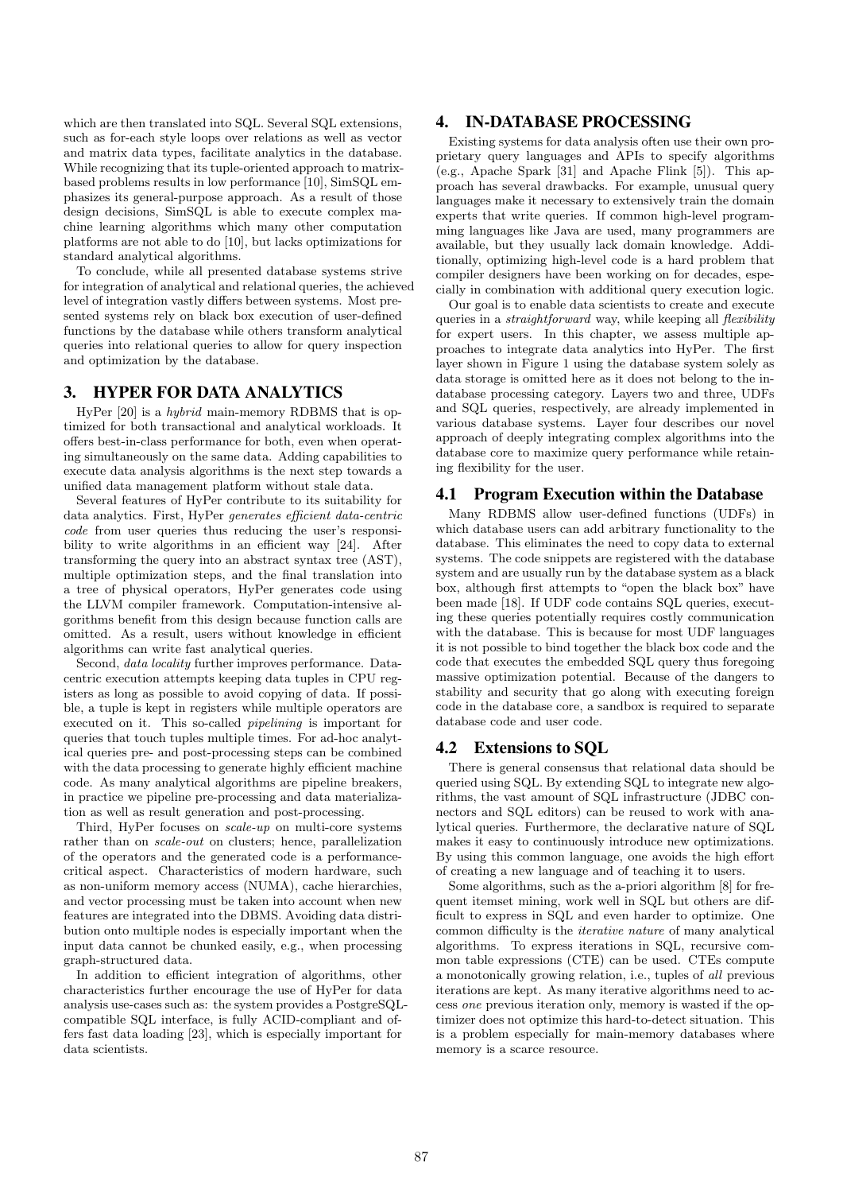which are then translated into SQL. Several SQL extensions, such as for-each style loops over relations as well as vector and matrix data types, facilitate analytics in the database. While recognizing that its tuple-oriented approach to matrix-based problems results in low performance [10], SimSQL emphasizes its general-purpose approach. As a result of those design decisions, SimSQL is able to execute complex machine learning algorithms which many other computation platforms are not able to do [10], but lacks optimizations for standard analytical algorithms.

To conclude, while all presented database systems strive for integration of analytical and relational queries, the achieved level of integration vastly differs between systems. Most presented systems rely on black box execution of user-defined functions by the database while others transform analytical queries into relational queries to allow for query inspection and optimization by the database.

## 3. HYPER FOR DATA ANALYTICS

HyPer [20] is a *hybrid* main-memory RDBMS that is optimized for both transactional and analytical workloads. It offers best-in-class performance for both, even when operating simultaneously on the same data. Adding capabilities to execute data analysis algorithms is the next step towards a unified data management platform without stale data.

Several features of HyPer contribute to its suitability for data analytics. First, HyPer *generates efficient data-centric code* from user queries thus reducing the user's responsibility to write algorithms in an efficient way [24]. After transforming the query into an abstract syntax tree (AST), multiple optimization steps, and the final translation into a tree of physical operators, HyPer generates code using the LLVM compiler framework. Computation-intensive algorithms benefit from this design because function calls are omitted. As a result, users without knowledge in efficient algorithms can write fast analytical queries.

Second, *data locality* further improves performance. Data-centric execution attempts keeping data tuples in CPU registers as long as possible to avoid copying of data. If possible, a tuple is kept in registers while multiple operators are executed on it. This so-called *pipelining* is important for queries that touch tuples multiple times. For ad-hoc analytical queries pre- and post-processing steps can be combined with the data processing to generate highly efficient machine code. As many analytical algorithms are pipeline breakers, in practice we pipeline pre-processing and data materialization as well as result generation and post-processing.

Third, HyPer focuses on *scale-up* on multi-core systems rather than on *scale-out* on clusters; hence, parallelization of the operators and the generated code is a performance-critical aspect. Characteristics of modern hardware, such as non-uniform memory access (NUMA), cache hierarchies, and vector processing must be taken into account when new features are integrated into the DBMS. Avoiding data distribution onto multiple nodes is especially important when the input data cannot be chunked easily, e.g., when processing graph-structured data.

In addition to efficient integration of algorithms, other characteristics further encourage the use of HyPer for data analysis use-cases such as: the system provides a PostgreSQL-compatible SQL interface, is fully ACID-compliant and offers fast data loading [23], which is especially important for data scientists.

## 4. IN-DATABASE PROCESSING

Existing systems for data analysis often use their own proprietary query languages and APIs to specify algorithms (e.g., Apache Spark [31] and Apache Flink [5]). This approach has several drawbacks. For example, unusual query languages make it necessary to extensively train the domain experts that write queries. If common high-level programming languages like Java are used, many programmers are available, but they usually lack domain knowledge. Additionally, optimizing high-level code is a hard problem that compiler designers have been working on for decades, especially in combination with additional query execution logic.

Our goal is to enable data scientists to create and execute queries in a *straightforward* way, while keeping all *flexibility* for expert users. In this chapter, we assess multiple approaches to integrate data analytics into HyPer. The first layer shown in Figure 1 using the database system solely as data storage is omitted here as it does not belong to the in-database processing category. Layers two and three, UDFs and SQL queries, respectively, are already implemented in various database systems. Layer four describes our novel approach of deeply integrating complex algorithms into the database core to maximize query performance while retaining flexibility for the user.

### 4.1 Program Execution within the Database

Many RDBMS allow user-defined functions (UDFs) in which database users can add arbitrary functionality to the database. This eliminates the need to copy data to external systems. The code snippets are registered with the database system and are usually run by the database system as a black box, although first attempts to "open the black box" have been made [18]. If UDF code contains SQL queries, executing these queries potentially requires costly communication with the database. This is because for most UDF languages it is not possible to bind together the black box code and the code that executes the embedded SQL query thus foregoing massive optimization potential. Because of the dangers to stability and security that go along with executing foreign code in the database core, a sandbox is required to separate database code and user code.

### 4.2 Extensions to SQL

There is general consensus that relational data should be queried using SQL. By extending SQL to integrate new algorithms, the vast amount of SQL infrastructure (JDBC connectors and SQL editors) can be reused to work with analytical queries. Furthermore, the declarative nature of SQL makes it easy to continuously introduce new optimizations. By using this common language, one avoids the high effort of creating a new language and of teaching it to users.

Some algorithms, such as the a-priori algorithm [8] for frequent itemset mining, work well in SQL but others are difficult to express in SQL and even harder to optimize. One common difficulty is the *iterative nature* of many analytical algorithms. To express iterations in SQL, recursive common table expressions (CTE) can be used. CTEs compute a monotonically growing relation, i.e., tuples of *all* previous iterations are kept. As many iterative algorithms need to access *one* previous iteration only, memory is wasted if the optimizer does not optimize this hard-to-detect situation. This is a problem especially for main-memory databases where memory is a scarce resource.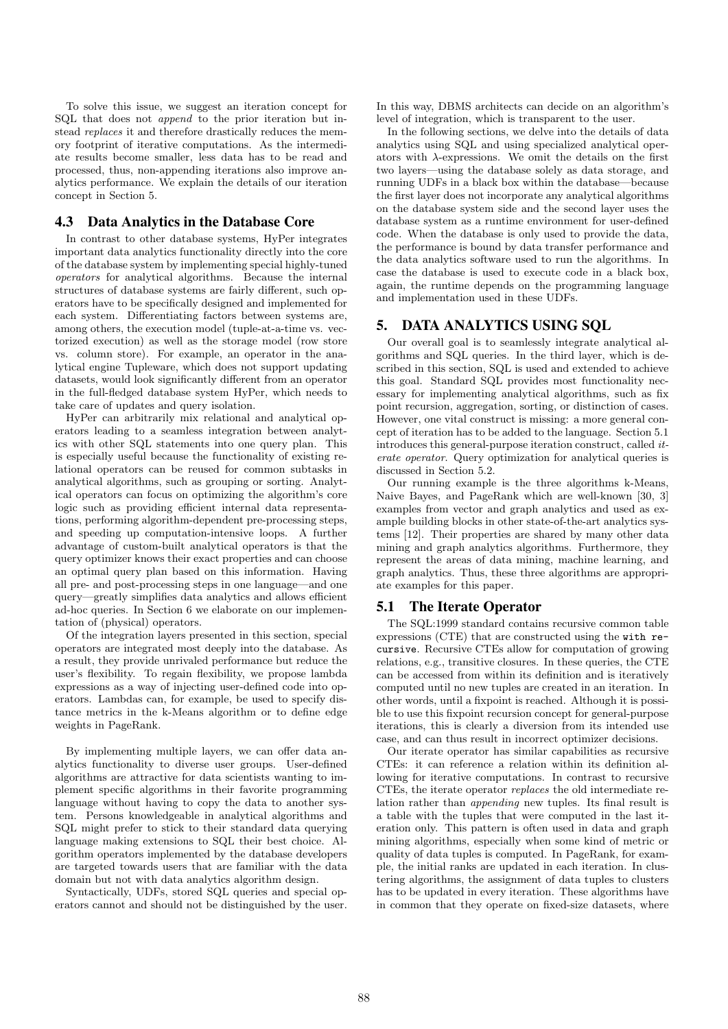To solve this issue, we suggest an iteration concept for SQL that does not *append* to the prior iteration but instead *replaces* it and therefore drastically reduces the memory footprint of iterative computations. As the intermediate results become smaller, less data has to be read and processed, thus, non-appending iterations also improve analytics performance. We explain the details of our iteration concept in Section 5.

### 4.3 Data Analytics in the Database Core

In contrast to other database systems, HyPer integrates important data analytics functionality directly into the core of the database system by implementing special highly-tuned *operators* for analytical algorithms. Because the internal structures of database systems are fairly different, such operators have to be specifically designed and implemented for each system. Differentiating factors between systems are, among others, the execution model (tuple-at-a-time vs. vectorized execution) as well as the storage model (row store vs. column store). For example, an operator in the analytical engine Tupleware, which does not support updating datasets, would look significantly different from an operator in the full-fledged database system HyPer, which needs to take care of updates and query isolation.

HyPer can arbitrarily mix relational and analytical operators leading to a seamless integration between analytics with other SQL statements into one query plan. This is especially useful because the functionality of existing relational operators can be reused for common subtasks in analytical algorithms, such as grouping or sorting. Analytical operators can focus on optimizing the algorithm's core logic such as providing efficient internal data representations, performing algorithm-dependent pre-processing steps, and speeding up computation-intensive loops. A further advantage of custom-built analytical operators is that the query optimizer knows their exact properties and can choose an optimal query plan based on this information. Having all pre- and post-processing steps in one language—and one query—greatly simplifies data analytics and allows efficient ad-hoc queries. In Section 6 we elaborate on our implementation of (physical) operators.

Of the integration layers presented in this section, special operators are integrated most deeply into the database. As a result, they provide unrivaled performance but reduce the user's flexibility. To regain flexibility, we propose lambda expressions as a way of injecting user-defined code into operators. Lambdas can, for example, be used to specify distance metrics in the k-Means algorithm or to define edge weights in PageRank.

By implementing multiple layers, we can offer data analytics functionality to diverse user groups. User-defined algorithms are attractive for data scientists wanting to implement specific algorithms in their favorite programming language without having to copy the data to another system. Persons knowledgeable in analytical algorithms and SQL might prefer to stick to their standard data querying language making extensions to SQL their best choice. Algorithm operators implemented by the database developers are targeted towards users that are familiar with the data domain but not with data analytics algorithm design.

Syntactically, UDFs, stored SQL queries and special operators cannot and should not be distinguished by the user. In this way, DBMS architects can decide on an algorithm's level of integration, which is transparent to the user.

In the following sections, we delve into the details of data analytics using SQL and using specialized analytical operators with $\lambda$-expressions. We omit the details on the first two layers—using the database solely as data storage, and running UDFs in a black box within the database—because the first layer does not incorporate any analytical algorithms on the database system side and the second layer uses the database system as a runtime environment for user-defined code. When the database is only used to provide the data, the performance is bound by data transfer performance and the data analytics software used to run the algorithms. In case the database is used to execute code in a black box, again, the runtime depends on the programming language and implementation used in these UDFs.

## 5. DATA ANALYTICS USING SQL

Our overall goal is to seamlessly integrate analytical algorithms and SQL queries. In the third layer, which is described in this section, SQL is used and extended to achieve this goal. Standard SQL provides most functionality necessary for implementing analytical algorithms, such as fix point recursion, aggregation, sorting, or distinction of cases. However, one vital construct is missing: a more general concept of iteration has to be added to the language. Section 5.1 introduces this general-purpose iteration construct, called *iterate operator*. Query optimization for analytical queries is discussed in Section 5.2.

Our running example is the three algorithms k-Means, Naive Bayes, and PageRank which are well-known [30, 3] examples from vector and graph analytics and used as example building blocks in other state-of-the-art analytics systems [12]. Their properties are shared by many other data mining and graph analytics algorithms. Furthermore, they represent the areas of data mining, machine learning, and graph analytics. Thus, these three algorithms are appropriate examples for this paper.

### 5.1 The Iterate Operator

The SQL:1999 standard contains recursive common table expressions (CTE) that are constructed using the `with recursive`. Recursive CTEs allow for computation of growing relations, e.g., transitive closures. In these queries, the CTE can be accessed from within its definition and is iteratively computed until no new tuples are created in an iteration. In other words, until a fixpoint is reached. Although it is possible to use this fixpoint recursion concept for general-purpose iterations, this is clearly a diversion from its intended use case, and can thus result in incorrect optimizer decisions.

Our iterate operator has similar capabilities as recursive CTEs: it can reference a relation within its definition allowing for iterative computations. In contrast to recursive CTEs, the iterate operator *replaces* the old intermediate relation rather than *appending* new tuples. Its final result is a table with the tuples that were computed in the last iteration only. This pattern is often used in data and graph mining algorithms, especially when some kind of metric or quality of data tuples is computed. In PageRank, for example, the initial ranks are updated in each iteration. In clustering algorithms, the assignment of data tuples to clusters has to be updated in every iteration. These algorithms have in common that they operate on fixed-size datasets, where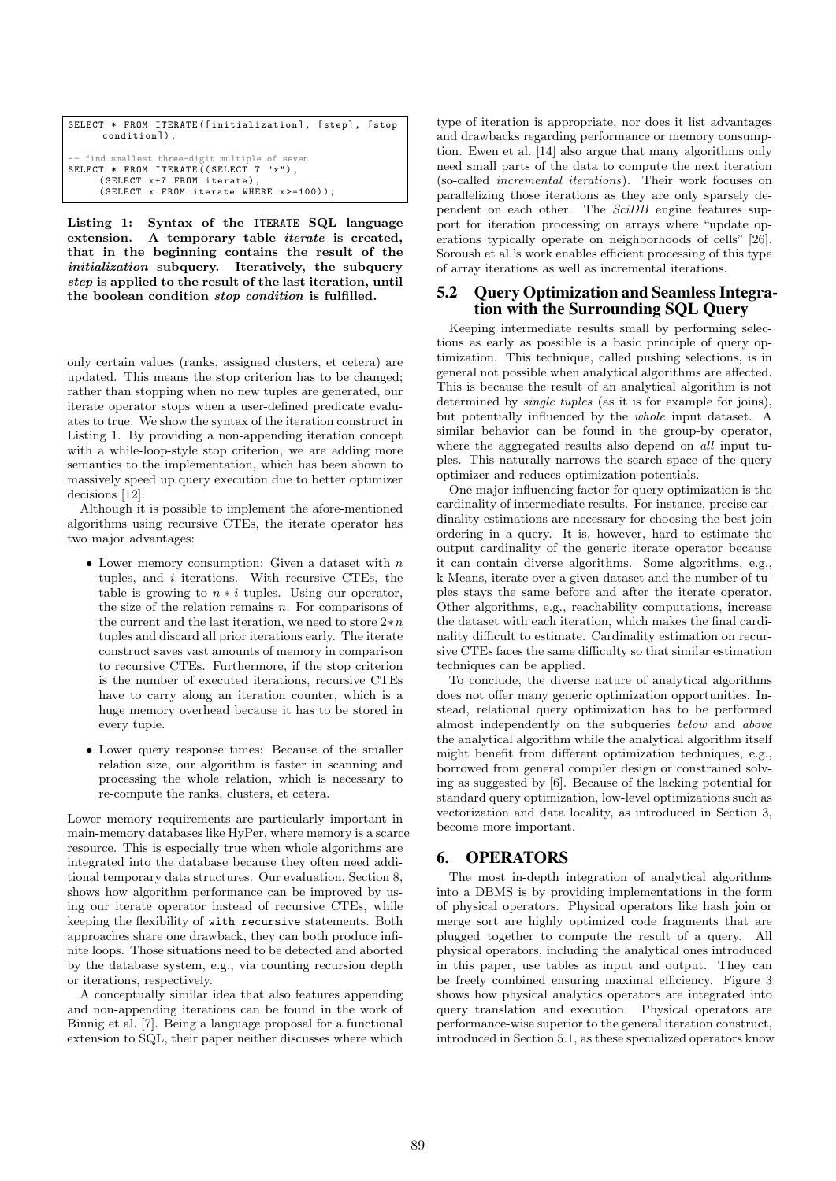```
SELECT * FROM ITERATE([initialization], [step], [stop
      condition]);

-- find smallest three-digit multiple of seven
SELECT * FROM ITERATE((SELECT 7 "x"),
      (SELECT x+7 FROM iterate),
      (SELECT x FROM iterate WHERE x>=100));
```

**Listing 1: Syntax of the ITERATE SQL language extension. A temporary table *iterate* is created, that in the beginning contains the result of the *initialization* subquery. Iteratively, the subquery *step* is applied to the result of the last iteration, until the boolean condition *stop condition* is fulfilled.**

only certain values (ranks, assigned clusters, et cetera) are updated. This means the stop criterion has to be changed; rather than stopping when no new tuples are generated, our iterate operator stops when a user-defined predicate evaluates to true. We show the syntax of the iteration construct in Listing 1. By providing a non-appending iteration concept with a while-loop-style stop criterion, we are adding more semantics to the implementation, which has been shown to massively speed up query execution due to better optimizer decisions [12].

Although it is possible to implement the afore-mentioned algorithms using recursive CTEs, the iterate operator has two major advantages:

- Lower memory consumption: Given a dataset with $n$ tuples, and $i$ iterations. With recursive CTEs, the table is growing to $n * i$ tuples. Using our operator, the size of the relation remains $n$. For comparisons of the current and the last iteration, we need to store $2*n$ tuples and discard all prior iterations early. The iterate construct saves vast amounts of memory in comparison to recursive CTEs. Furthermore, if the stop criterion is the number of executed iterations, recursive CTEs have to carry along an iteration counter, which is a huge memory overhead because it has to be stored in every tuple.
- Lower query response times: Because of the smaller relation size, our algorithm is faster in scanning and processing the whole relation, which is necessary to re-compute the ranks, clusters, et cetera.

Lower memory requirements are particularly important in main-memory databases like HyPer, where memory is a scarce resource. This is especially true when whole algorithms are integrated into the database because they often need additional temporary data structures. Our evaluation, Section 8, shows how algorithm performance can be improved by using our iterate operator instead of recursive CTEs, while keeping the flexibility of `with recursive` statements. Both approaches share one drawback, they can both produce infinite loops. Those situations need to be detected and aborted by the database system, e.g., via counting recursion depth or iterations, respectively.

A conceptually similar idea that also features appending and non-appending iterations can be found in the work of Binnig et al. [7]. Being a language proposal for a functional extension to SQL, their paper neither discusses where which type of iteration is appropriate, nor does it list advantages and drawbacks regarding performance or memory consumption. Ewen et al. [14] also argue that many algorithms only need small parts of the data to compute the next iteration (so-called *incremental iterations*). Their work focuses on parallelizing those iterations as they are only sparsely dependent on each other. The *SciDB* engine features support for iteration processing on arrays where "update operations typically operate on neighborhoods of cells" [26]. Soroush et al.'s work enables efficient processing of this type of array iterations as well as incremental iterations.

## 5.2 Query Optimization and Seamless Integration with the Surrounding SQL Query

Keeping intermediate results small by performing selections as early as possible is a basic principle of query optimization. This technique, called pushing selections, is in general not possible when analytical algorithms are affected. This is because the result of an analytical algorithm is not determined by *single tuples* (as it is for example for joins), but potentially influenced by the *whole* input dataset. A similar behavior can be found in the group-by operator, where the aggregated results also depend on *all* input tuples. This naturally narrows the search space of the query optimizer and reduces optimization potentials.

One major influencing factor for query optimization is the cardinality of intermediate results. For instance, precise cardinality estimations are necessary for choosing the best join ordering in a query. It is, however, hard to estimate the output cardinality of the generic iterate operator because it can contain diverse algorithms. Some algorithms, e.g., k-Means, iterate over a given dataset and the number of tuples stays the same before and after the iterate operator. Other algorithms, e.g., reachability computations, increase the dataset with each iteration, which makes the final cardinality difficult to estimate. Cardinality estimation on recursive CTEs faces the same difficulty so that similar estimation techniques can be applied.

To conclude, the diverse nature of analytical algorithms does not offer many generic optimization opportunities. Instead, relational query optimization has to be performed almost independently on the subqueries *below* and *above* the analytical algorithm while the analytical algorithm itself might benefit from different optimization techniques, e.g., borrowed from general compiler design or constrained solving as suggested by [6]. Because of the lacking potential for standard query optimization, low-level optimizations such as vectorization and data locality, as introduced in Section 3, become more important.

# 6. OPERATORS

The most in-depth integration of analytical algorithms into a DBMS is by providing implementations in the form of physical operators. Physical operators like hash join or merge sort are highly optimized code fragments that are plugged together to compute the result of a query. All physical operators, including the analytical ones introduced in this paper, use tables as input and output. They can be freely combined ensuring maximal efficiency. Figure 3 shows how physical analytics operators are integrated into query translation and execution. Physical operators are performance-wise superior to the general iteration construct, introduced in Section 5.1, as these specialized operators know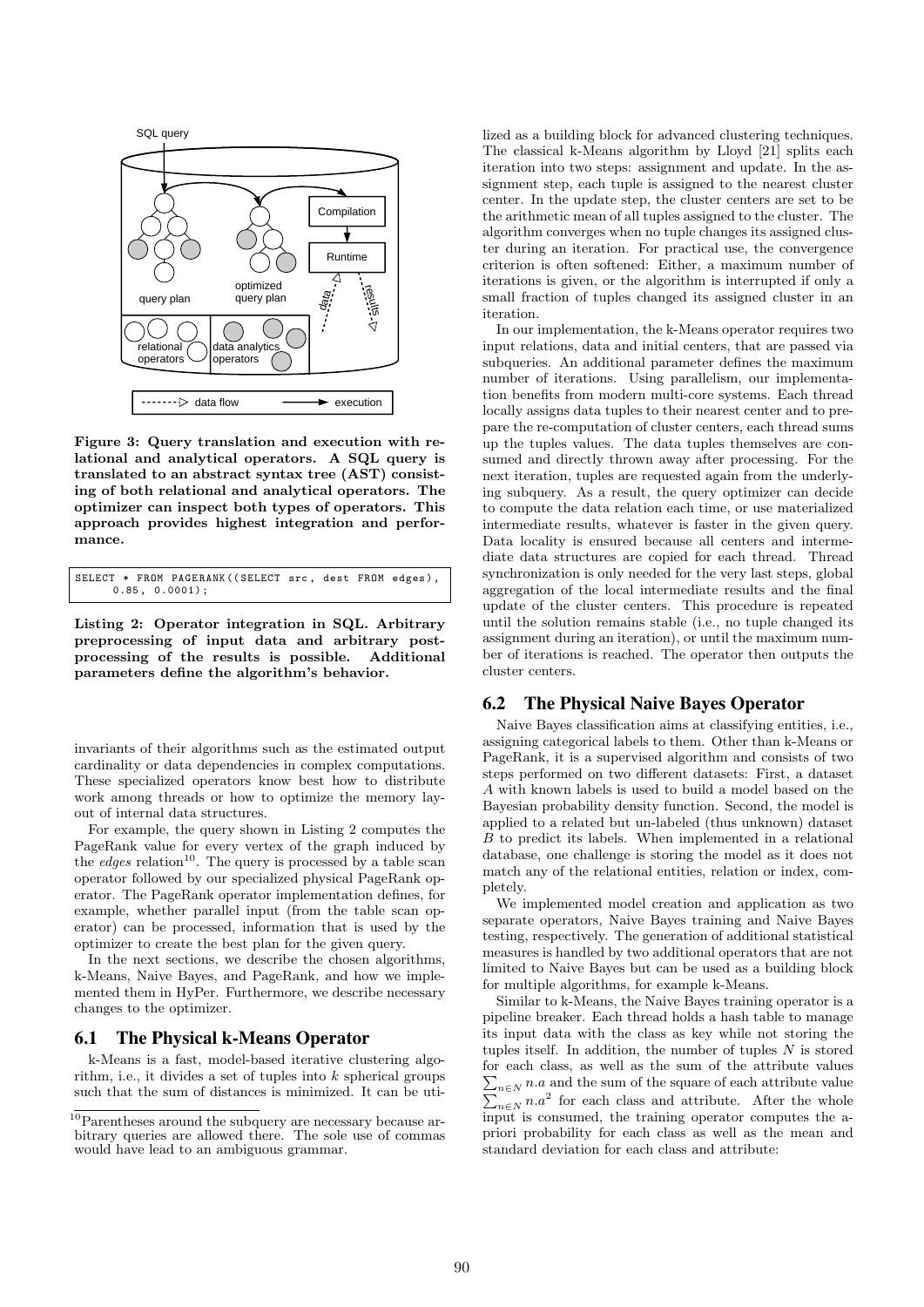SQL query

query plan

optimized query plan

Compilation

Runtime

data

results

relational operators

data analytics operators

data flow

execution

**Figure 3: Query translation and execution with relational and analytical operators. A SQL query is translated to an abstract syntax tree (AST) consisting of both relational and analytical operators. The optimizer can inspect both types of operators. This approach provides highest integration and performance.**

```
SELECT * FROM PAGERANK((SELECT src, dest FROM edges),
    0.85, 0.0001);
```

**Listing 2: Operator integration in SQL. Arbitrary preprocessing of input data and arbitrary postprocessing of the results is possible. Additional parameters define the algorithm's behavior.**

invariants of their algorithms such as the estimated output cardinality or data dependencies in complex computations. These specialized operators know best how to distribute work among threads or how to optimize the memory layout of internal data structures.

For example, the query shown in Listing 2 computes the PageRank value for every vertex of the graph induced by the *edges* relation[10]. The query is processed by a table scan operator followed by our specialized physical PageRank operator. The PageRank operator implementation defines, for example, whether parallel input (from the table scan operator) can be processed, information that is used by the optimizer to create the best plan for the given query.

In the next sections, we describe the chosen algorithms, k-Means, Naive Bayes, and PageRank, and how we implemented them in HyPer. Furthermore, we describe necessary changes to the optimizer.

## 6.1 The Physical k-Means Operator

k-Means is a fast, model-based iterative clustering algorithm, i.e., it divides a set of tuples into $k$ spherical groups such that the sum of distances is minimized. It can be utilized as a building block for advanced clustering techniques. The classical k-Means algorithm by Lloyd [21] splits each iteration into two steps: assignment and update. In the assignment step, each tuple is assigned to the nearest cluster center. In the update step, the cluster centers are set to be the arithmetic mean of all tuples assigned to the cluster. The algorithm converges when no tuple changes its assigned cluster during an iteration. For practical use, the convergence criterion is often softened: Either, a maximum number of iterations is given, or the algorithm is interrupted if only a small fraction of tuples changed its assigned cluster in an iteration.

In our implementation, the k-Means operator requires two input relations, data and initial centers, that are passed via subqueries. An additional parameter defines the maximum number of iterations. Using parallelism, our implementation benefits from modern multi-core systems. Each thread locally assigns data tuples to their nearest center and to prepare the re-computation of cluster centers, each thread sums up the tuples values. The data tuples themselves are consumed and directly thrown away after processing. For the next iteration, tuples are requested again from the underlying subquery. As a result, the query optimizer can decide to compute the data relation each time, or use materialized intermediate results, whatever is faster in the given query. Data locality is ensured because all centers and intermediate data structures are copied for each thread. Thread synchronization is only needed for the very last steps, global aggregation of the local intermediate results and the final update of the cluster centers. This procedure is repeated until the solution remains stable (i.e., no tuple changed its assignment during an iteration), or until the maximum number of iterations is reached. The operator then outputs the cluster centers.

## 6.2 The Physical Naive Bayes Operator

Naive Bayes classification aims at classifying entities, i.e., assigning categorical labels to them. Other than k-Means or PageRank, it is a supervised algorithm and consists of two steps performed on two different datasets: First, a dataset $A$ with known labels is used to build a model based on the Bayesian probability density function. Second, the model is applied to a related but un-labeled (thus unknown) dataset $B$ to predict its labels. When implemented in a relational database, one challenge is storing the model as it does not match any of the relational entities, relation or index, completely.

We implemented model creation and application as two separate operators, Naive Bayes training and Naive Bayes testing, respectively. The generation of additional statistical measures is handled by two additional operators that are not limited to Naive Bayes but can be used as a building block for multiple algorithms, for example k-Means.

Similar to k-Means, the Naive Bayes training operator is a pipeline breaker. Each thread holds a hash table to manage its input data with the class as key while not storing the tuples itself. In addition, the number of tuples $N$ is stored for each class, as well as the sum of the attribute values $\sum_{n \in N} n.a$ and the sum of the square of each attribute value $\sum_{n \in N} n.a^2$ for each class and attribute. After the whole input is consumed, the training operator computes the a-priori probability for each class as well as the mean and standard deviation for each class and attribute:

[10] Parentheses around the subquery are necessary because arbitrary queries are allowed there. The sole use of commas would have lead to an ambiguous grammar.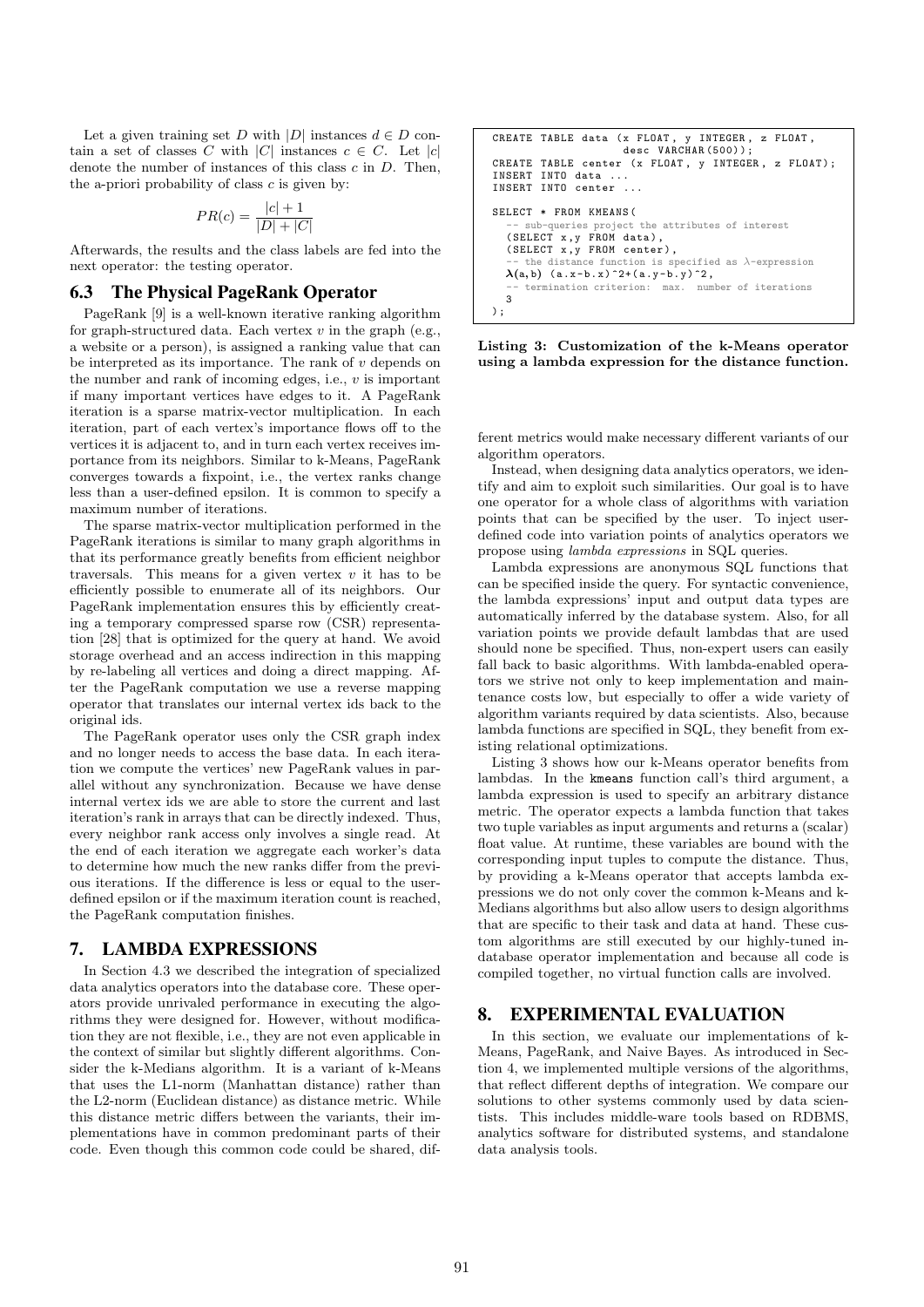Let a given training set $D$ with $|D|$ instances $d \in D$ contain a set of classes $C$ with $|C|$ instances $c \in C$. Let $|c|$ denote the number of instances of this class $c$ in $D$. Then, the a-priori probability of class $c$ is given by:

$$PR(c) = \frac{|c| + 1}{|D| + |C|}$$

Afterwards, the results and the class labels are fed into the next operator: the testing operator.

## 6.3 The Physical PageRank Operator

PageRank [9] is a well-known iterative ranking algorithm for graph-structured data. Each vertex $v$ in the graph (e.g., a website or a person), is assigned a ranking value that can be interpreted as its importance. The rank of $v$ depends on the number and rank of incoming edges, i.e., $v$ is important if many important vertices have edges to it. A PageRank iteration is a sparse matrix-vector multiplication. In each iteration, part of each vertex's importance flows off to the vertices it is adjacent to, and in turn each vertex receives importance from its neighbors. Similar to k-Means, PageRank converges towards a fixpoint, i.e., the vertex ranks change less than a user-defined epsilon. It is common to specify a maximum number of iterations.

The sparse matrix-vector multiplication performed in the PageRank iterations is similar to many graph algorithms in that its performance greatly benefits from efficient neighbor traversals. This means for a given vertex $v$ it has to be efficiently possible to enumerate all of its neighbors. Our PageRank implementation ensures this by efficiently creating a temporary compressed sparse row (CSR) representation [28] that is optimized for the query at hand. We avoid storage overhead and an access indirection in this mapping by re-labeling all vertices and doing a direct mapping. After the PageRank computation we use a reverse mapping operator that translates our internal vertex ids back to the original ids.

The PageRank operator uses only the CSR graph index and no longer needs to access the base data. In each iteration we compute the vertices' new PageRank values in parallel without any synchronization. Because we have dense internal vertex ids we are able to store the current and last iteration's rank in arrays that can be directly indexed. Thus, every neighbor rank access only involves a single read. At the end of each iteration we aggregate each worker's data to determine how much the new ranks differ from the previous iterations. If the difference is less or equal to the user-defined epsilon or if the maximum iteration count is reached, the PageRank computation finishes.

# 7. LAMBDA EXPRESSIONS

In Section 4.3 we described the integration of specialized data analytics operators into the database core. These operators provide unrivaled performance in executing the algorithms they were designed for. However, without modification they are not flexible, i.e., they are not even applicable in the context of similar but slightly different algorithms. Consider the k-Medians algorithm. It is a variant of k-Means that uses the L1-norm (Manhattan distance) rather than the L2-norm (Euclidean distance) as distance metric. While this distance metric differs between the variants, their implementations have in common predominant parts of their code. Even though this common code could be shared, different metrics would make necessary different variants of our algorithm operators.

```
CREATE TABLE data (x FLOAT, y INTEGER, z FLOAT,
                   desc VARCHAR(500));
CREATE TABLE center (x FLOAT, y INTEGER, z FLOAT);
INSERT INTO data ...
INSERT INTO center ...

SELECT * FROM KMEANS(
  -- sub-queries project the attributes of interest
  (SELECT x,y FROM data),
  (SELECT x,y FROM center),
  -- the distance function is specified as λ-expression
  λ(a,b) (a.x-b.x)^2+(a.y-b.y)^2,
  -- termination criterion: max. number of iterations
  3
);
```

**Listing 3: Customization of the k-Means operator using a lambda expression for the distance function.**

Instead, when designing data analytics operators, we identify and aim to exploit such similarities. Our goal is to have one operator for a whole class of algorithms with variation points that can be specified by the user. To inject user-defined code into variation points of analytics operators we propose using *lambda expressions* in SQL queries.

Lambda expressions are anonymous SQL functions that can be specified inside the query. For syntactic convenience, the lambda expressions' input and output data types are automatically inferred by the database system. Also, for all variation points we provide default lambdas that are used should none be specified. Thus, non-expert users can easily fall back to basic algorithms. With lambda-enabled operators we strive not only to keep implementation and maintenance costs low, but especially to offer a wide variety of algorithm variants required by data scientists. Also, because lambda functions are specified in SQL, they benefit from existing relational optimizations.

Listing 3 shows how our k-Means operator benefits from lambdas. In the `kmeans` function call's third argument, a lambda expression is used to specify an arbitrary distance metric. The operator expects a lambda function that takes two tuple variables as input arguments and returns a (scalar) float value. At runtime, these variables are bound with the corresponding input tuples to compute the distance. Thus, by providing a k-Means operator that accepts lambda expressions we do not only cover the common k-Means and k-Medians algorithms but also allow users to design algorithms that are specific to their task and data at hand. These custom algorithms are still executed by our highly-tuned in-database operator implementation and because all code is compiled together, no virtual function calls are involved.

# 8. EXPERIMENTAL EVALUATION

In this section, we evaluate our implementations of k-Means, PageRank, and Naive Bayes. As introduced in Section 4, we implemented multiple versions of the algorithms, that reflect different depths of integration. We compare our solutions to other systems commonly used by data scientists. This includes middle-ware tools based on RDBMS, analytics software for distributed systems, and standalone data analysis tools.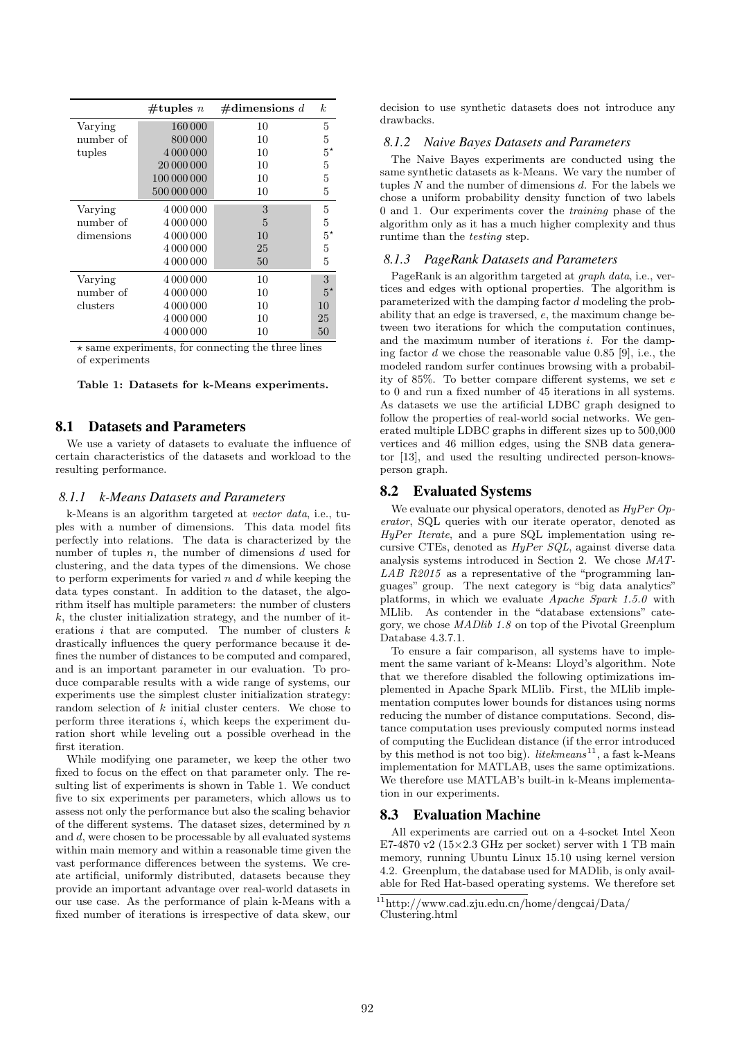| | #tuples $n$ | #dimensions $d$ | $k$ |
|---|---|---|---|
| Varying number of tuples | 160 000 | 10 | 5 |
| | 800 000 | 10 | 5 |
| | 4 000 000 | 10 | 5⋆ |
| | 20 000 000 | 10 | 5 |
| | 100 000 000 | 10 | 5 |
| | 500 000 000 | 10 | 5 |
| Varying number of dimensions | 4 000 000 | 3 | 5 |
| | 4 000 000 | 5 | 5 |
| | 4 000 000 | 10 | 5⋆ |
| | 4 000 000 | 25 | 5 |
| | 4 000 000 | 50 | 5 |
| Varying number of clusters | 4 000 000 | 10 | 3 |
| | 4 000 000 | 10 | 5⋆ |
| | 4 000 000 | 10 | 10 |
| | 4 000 000 | 10 | 25 |
| | 4 000 000 | 10 | 50 |

⋆ same experiments, for connecting the three lines of experiments

**Table 1: Datasets for k-Means experiments.**

## 8.1 Datasets and Parameters

We use a variety of datasets to evaluate the influence of certain characteristics of the datasets and workload to the resulting performance.

### *8.1.1 k-Means Datasets and Parameters*

k-Means is an algorithm targeted at *vector data*, i.e., tuples with a number of dimensions. This data model fits perfectly into relations. The data is characterized by the number of tuples $n$, the number of dimensions $d$ used for clustering, and the data types of the dimensions. We chose to perform experiments for varied $n$ and $d$ while keeping the data types constant. In addition to the dataset, the algorithm itself has multiple parameters: the number of clusters $k$, the cluster initialization strategy, and the number of iterations $i$ that are computed. The number of clusters $k$ drastically influences the query performance because it defines the number of distances to be computed and compared, and is an important parameter in our evaluation. To produce comparable results with a wide range of systems, our experiments use the simplest cluster initialization strategy: random selection of $k$ initial cluster centers. We chose to perform three iterations $i$, which keeps the experiment duration short while leveling out a possible overhead in the first iteration.

While modifying one parameter, we keep the other two fixed to focus on the effect on that parameter only. The resulting list of experiments is shown in Table 1. We conduct five to six experiments per parameters, which allows us to assess not only the performance but also the scaling behavior of the different systems. The dataset sizes, determined by $n$ and $d$, were chosen to be processable by all evaluated systems within main memory and within a reasonable time given the vast performance differences between the systems. We create artificial, uniformly distributed, datasets because they provide an important advantage over real-world datasets in our use case. As the performance of plain k-Means with a fixed number of iterations is irrespective of data skew, our decision to use synthetic datasets does not introduce any drawbacks.

### *8.1.2 Naive Bayes Datasets and Parameters*

The Naive Bayes experiments are conducted using the same synthetic datasets as k-Means. We vary the number of tuples $N$ and the number of dimensions $d$. For the labels we chose a uniform probability density function of two labels 0 and 1. Our experiments cover the *training* phase of the algorithm only as it has a much higher complexity and thus runtime than the *testing* step.

### *8.1.3 PageRank Datasets and Parameters*

PageRank is an algorithm targeted at *graph data*, i.e., vertices and edges with optional properties. The algorithm is parameterized with the damping factor $d$ modeling the probability that an edge is traversed, $e$, the maximum change between two iterations for which the computation continues, and the maximum number of iterations $i$. For the damping factor $d$ we chose the reasonable value 0.85 [9], i.e., the modeled random surfer continues browsing with a probability of 85%. To better compare different systems, we set $e$ to 0 and run a fixed number of 45 iterations in all systems. As datasets we use the artificial LDBC graph designed to follow the properties of real-world social networks. We generated multiple LDBC graphs in different sizes up to 500,000 vertices and 46 million edges, using the SNB data generator [13], and used the resulting undirected person-knows-person graph.

## 8.2 Evaluated Systems

We evaluate our physical operators, denoted as *HyPer Operator*, SQL queries with our iterate operator, denoted as *HyPer Iterate*, and a pure SQL implementation using recursive CTEs, denoted as *HyPer SQL*, against diverse data analysis systems introduced in Section 2. We chose *MATLAB R2015* as a representative of the "programming languages" group. The next category is "big data analytics" platforms, in which we evaluate *Apache Spark 1.5.0* with MLlib. As contender in the "database extensions" category, we chose *MADlib 1.8* on top of the Pivotal Greenplum Database 4.3.7.1.

To ensure a fair comparison, all systems have to implement the same variant of k-Means: Lloyd's algorithm. Note that we therefore disabled the following optimizations implemented in Apache Spark MLlib. First, the MLlib implementation computes lower bounds for distances using norms reducing the number of distance computations. Second, distance computation uses previously computed norms instead of computing the Euclidean distance (if the error introduced by this method is not too big). *litekmeans*[11], a fast k-Means implementation for MATLAB, uses the same optimizations. We therefore use MATLAB's built-in k-Means implementation in our experiments.

## 8.3 Evaluation Machine

All experiments are carried out on a 4-socket Intel Xeon E7-4870 v2 (15×2.3 GHz per socket) server with 1 TB main memory, running Ubuntu Linux 15.10 using kernel version 4.2. Greenplum, the database used for MADlib, is only available for Red Hat-based operating systems. We therefore set

[11] http://www.cad.zju.edu.cn/home/dengcai/Data/Clustering.html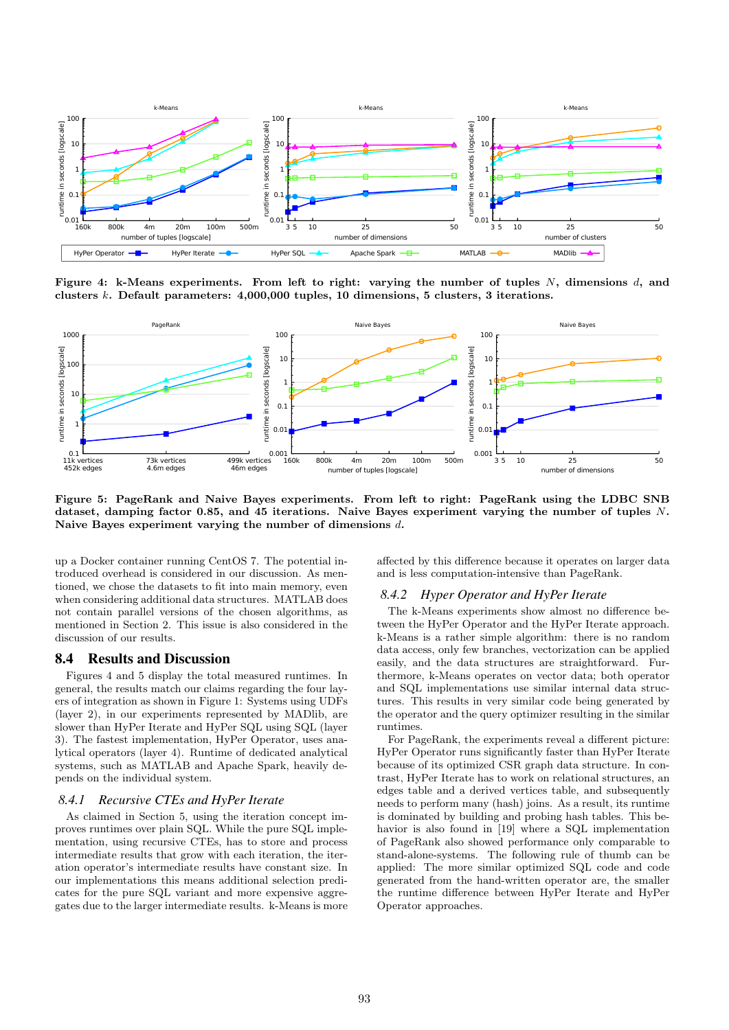k-Means

100
10
1
0.1
0.01

runtime in seconds [logscale]

160k 800k 4m 20m 100m 500m

number of tuples [logscale]

k-Means

100
10
1
0.1
0.01

runtime in seconds [logscale]

3 5 10 25 50

number of dimensions

k-Means

100
10
1
0.1
0.01

runtime in seconds [logscale]

3 5 10 25 50

number of clusters

HyPer Operator HyPer Iterate HyPer SQL Apache Spark MATLAB MADlib

**Figure 4: k-Means experiments. From left to right: varying the number of tuples $N$, dimensions $d$, and clusters $k$. Default parameters: 4,000,000 tuples, 10 dimensions, 5 clusters, 3 iterations.**

PageRank

1000
100
10
1
0.1

runtime in seconds [logscale]

11k vertices
452k edges

73k vertices
4.6m edges

499k vertices
46m edges

Naive Bayes

100
10
1
0.1
0.01
0.001

runtime in seconds [logscale]

160k 800k 4m 20m 100m 500m

number of tuples [logscale]

Naive Bayes

100
10
1
0.1
0.01
0.001

runtime in seconds [logscale]

3 5 10 25 50

number of dimensions

**Figure 5: PageRank and Naive Bayes experiments. From left to right: PageRank using the LDBC SNB dataset, damping factor 0.85, and 45 iterations. Naive Bayes experiment varying the number of tuples $N$. Naive Bayes experiment varying the number of dimensions $d$.**

up a Docker container running CentOS 7. The potential introduced overhead is considered in our discussion. As mentioned, we chose the datasets to fit into main memory, even when considering additional data structures. MATLAB does not contain parallel versions of the chosen algorithms, as mentioned in Section 2. This issue is also considered in the discussion of our results.

## 8.4 Results and Discussion

Figures 4 and 5 display the total measured runtimes. In general, the results match our claims regarding the four layers of integration as shown in Figure 1: Systems using UDFs (layer 2), in our experiments represented by MADlib, are slower than HyPer Iterate and HyPer SQL using SQL (layer 3). The fastest implementation, HyPer Operator, uses analytical operators (layer 4). Runtime of dedicated analytical systems, such as MATLAB and Apache Spark, heavily depends on the individual system.

### 8.4.1 *Recursive CTEs and HyPer Iterate*

As claimed in Section 5, using the iteration concept improves runtimes over plain SQL. While the pure SQL implementation, using recursive CTEs, has to store and process intermediate results that grow with each iteration, the iteration operator's intermediate results have constant size. In our implementations this means additional selection predicates for the pure SQL variant and more expensive aggregates due to the larger intermediate results. k-Means is more affected by this difference because it operates on larger data and is less computation-intensive than PageRank.

### 8.4.2 *Hyper Operator and HyPer Iterate*

The k-Means experiments show almost no difference between the HyPer Operator and the HyPer Iterate approach. k-Means is a rather simple algorithm: there is no random data access, only few branches, vectorization can be applied easily, and the data structures are straightforward. Furthermore, k-Means operates on vector data; both operator and SQL implementations use similar internal data structures. This results in very similar code being generated by the operator and the query optimizer resulting in the similar runtimes.

For PageRank, the experiments reveal a different picture: HyPer Operator runs significantly faster than HyPer Iterate because of its optimized CSR graph data structure. In contrast, HyPer Iterate has to work on relational structures, an edges table and a derived vertices table, and subsequently needs to perform many (hash) joins. As a result, its runtime is dominated by building and probing hash tables. This behavior is also found in [19] where a SQL implementation of PageRank also showed performance only comparable to stand-alone-systems. The following rule of thumb can be applied: The more similar optimized SQL code and code generated from the hand-written operator are, the smaller the runtime difference between HyPer Iterate and HyPer Operator approaches.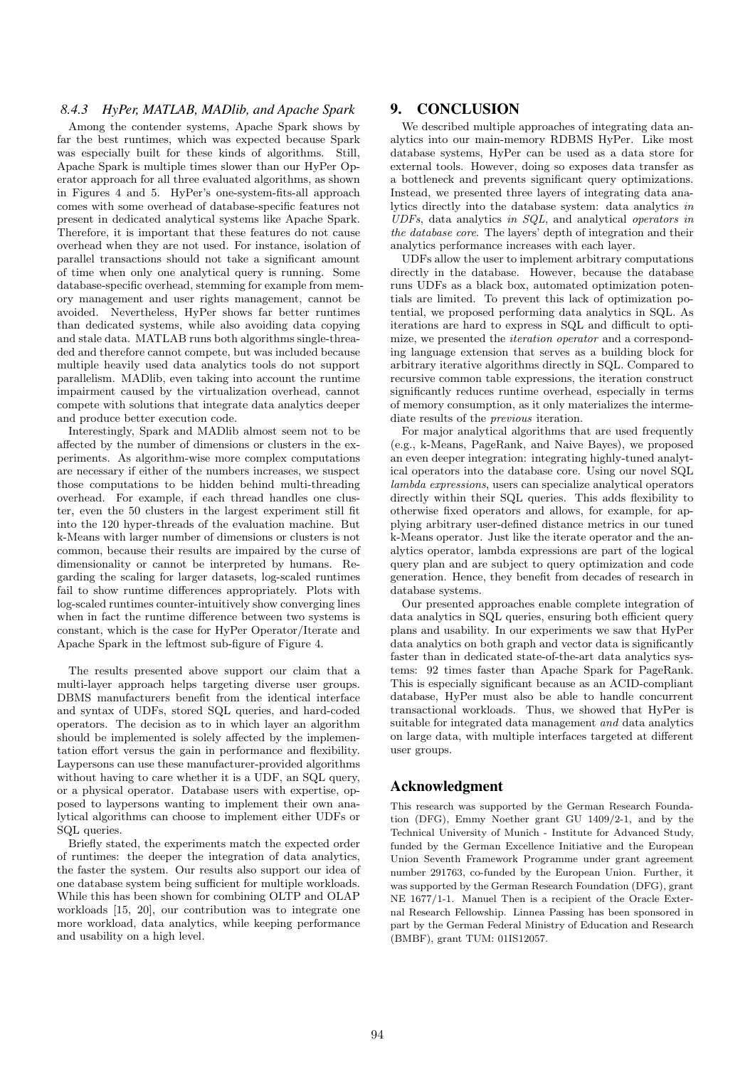### 8.4.3 HyPer, MATLAB, MADlib, and Apache Spark

Among the contender systems, Apache Spark shows by far the best runtimes, which was expected because Spark was especially built for these kinds of algorithms. Still, Apache Spark is multiple times slower than our HyPer Operator approach for all three evaluated algorithms, as shown in Figures 4 and 5. HyPer's one-system-fits-all approach comes with some overhead of database-specific features not present in dedicated analytical systems like Apache Spark. Therefore, it is important that these features do not cause overhead when they are not used. For instance, isolation of parallel transactions should not take a significant amount of time when only one analytical query is running. Some database-specific overhead, stemming for example from memory management and user rights management, cannot be avoided. Nevertheless, HyPer shows far better runtimes than dedicated systems, while also avoiding data copying and stale data. MATLAB runs both algorithms single-threaded and therefore cannot compete, but was included because multiple heavily used data analytics tools do not support parallelism. MADlib, even taking into account the runtime impairment caused by the virtualization overhead, cannot compete with solutions that integrate data analytics deeper and produce better execution code.

Interestingly, Spark and MADlib almost seem not to be affected by the number of dimensions or clusters in the experiments. As algorithm-wise more complex computations are necessary if either of the numbers increases, we suspect those computations to be hidden behind multi-threading overhead. For example, if each thread handles one cluster, even the 50 clusters in the largest experiment still fit into the 120 hyper-threads of the evaluation machine. But k-Means with larger number of dimensions or clusters is not common, because their results are impaired by the curse of dimensionality or cannot be interpreted by humans. Regarding the scaling for larger datasets, log-scaled runtimes fail to show runtime differences appropriately. Plots with log-scaled runtimes counter-intuitively show converging lines when in fact the runtime difference between two systems is constant, which is the case for HyPer Operator/Iterate and Apache Spark in the leftmost sub-figure of Figure 4.

The results presented above support our claim that a multi-layer approach helps targeting diverse user groups. DBMS manufacturers benefit from the identical interface and syntax of UDFs, stored SQL queries, and hard-coded operators. The decision as to in which layer an algorithm should be implemented is solely affected by the implementation effort versus the gain in performance and flexibility. Laypersons can use these manufacturer-provided algorithms without having to care whether it is a UDF, an SQL query, or a physical operator. Database users with expertise, opposed to laypersons wanting to implement their own analytical algorithms can choose to implement either UDFs or SQL queries.

Briefly stated, the experiments match the expected order of runtimes: the deeper the integration of data analytics, the faster the system. Our results also support our idea of one database system being sufficient for multiple workloads. While this has been shown for combining OLTP and OLAP workloads [15, 20], our contribution was to integrate one more workload, data analytics, while keeping performance and usability on a high level.

## 9. CONCLUSION

We described multiple approaches of integrating data analytics into our main-memory RDBMS HyPer. Like most database systems, HyPer can be used as a data store for external tools. However, doing so exposes data transfer as a bottleneck and prevents significant query optimizations. Instead, we presented three layers of integrating data analytics directly into the database system: data analytics *in UDFs*, data analytics *in SQL*, and analytical *operators in the database core*. The layers' depth of integration and their analytics performance increases with each layer.

UDFs allow the user to implement arbitrary computations directly in the database. However, because the database runs UDFs as a black box, automated optimization potentials are limited. To prevent this lack of optimization potential, we proposed performing data analytics in SQL. As iterations are hard to express in SQL and difficult to optimize, we presented the *iteration operator* and a corresponding language extension that serves as a building block for arbitrary iterative algorithms directly in SQL. Compared to recursive common table expressions, the iteration construct significantly reduces runtime overhead, especially in terms of memory consumption, as it only materializes the intermediate results of the *previous* iteration.

For major analytical algorithms that are used frequently (e.g., k-Means, PageRank, and Naive Bayes), we proposed an even deeper integration: integrating highly-tuned analytical operators into the database core. Using our novel SQL *lambda expressions*, users can specialize analytical operators directly within their SQL queries. This adds flexibility to otherwise fixed operators and allows, for example, for applying arbitrary user-defined distance metrics in our tuned k-Means operator. Just like the iterate operator and the analytics operator, lambda expressions are part of the logical query plan and are subject to query optimization and code generation. Hence, they benefit from decades of research in database systems.

Our presented approaches enable complete integration of data analytics in SQL queries, ensuring both efficient query plans and usability. In our experiments we saw that HyPer data analytics on both graph and vector data is significantly faster than in dedicated state-of-the-art data analytics systems: 92 times faster than Apache Spark for PageRank. This is especially significant because as an ACID-compliant database, HyPer must also be able to handle concurrent transactional workloads. Thus, we showed that HyPer is suitable for integrated data management *and* data analytics on large data, with multiple interfaces targeted at different user groups.

## Acknowledgment

This research was supported by the German Research Foundation (DFG), Emmy Noether grant GU 1409/2-1, and by the Technical University of Munich - Institute for Advanced Study, funded by the German Excellence Initiative and the European Union Seventh Framework Programme under grant agreement number 291763, co-funded by the European Union. Further, it was supported by the German Research Foundation (DFG), grant NE 1677/1-1. Manuel Then is a recipient of the Oracle External Research Fellowship. Linnea Passing has been sponsored in part by the German Federal Ministry of Education and Research (BMBF), grant TUM: 01IS12057.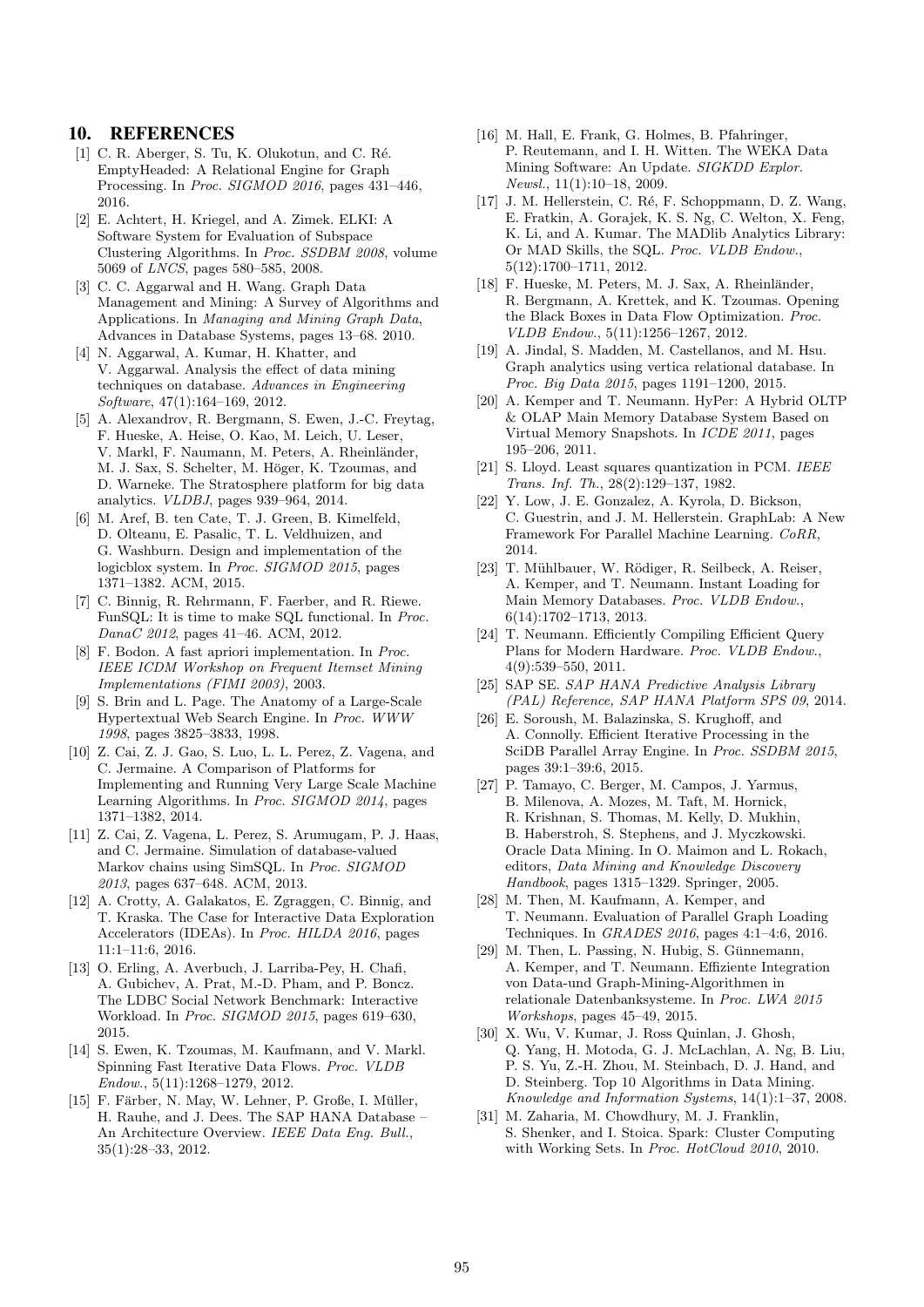## 10. REFERENCES

[1] C. R. Aberger, S. Tu, K. Olukotun, and C. Ré. EmptyHeaded: A Relational Engine for Graph Processing. In *Proc. SIGMOD 2016*, pages 431–446, 2016.

[2] E. Achtert, H. Kriegel, and A. Zimek. ELKI: A Software System for Evaluation of Subspace Clustering Algorithms. In *Proc. SSDBM 2008*, volume 5069 of *LNCS*, pages 580–585, 2008.

[3] C. C. Aggarwal and H. Wang. Graph Data Management and Mining: A Survey of Algorithms and Applications. In *Managing and Mining Graph Data*, Advances in Database Systems, pages 13–68. 2010.

[4] N. Aggarwal, A. Kumar, H. Khatter, and V. Aggarwal. Analysis the effect of data mining techniques on database. *Advances in Engineering Software*, 47(1):164–169, 2012.

[5] A. Alexandrov, R. Bergmann, S. Ewen, J.-C. Freytag, F. Hueske, A. Heise, O. Kao, M. Leich, U. Leser, V. Markl, F. Naumann, M. Peters, A. Rheinländer, M. J. Sax, S. Schelter, M. Höger, K. Tzoumas, and D. Warneke. The Stratosphere platform for big data analytics. *VLDBJ*, pages 939–964, 2014.

[6] M. Aref, B. ten Cate, T. J. Green, B. Kimelfeld, D. Olteanu, E. Pasalic, T. L. Veldhuizen, and G. Washburn. Design and implementation of the logicblox system. In *Proc. SIGMOD 2015*, pages 1371–1382. ACM, 2015.

[7] C. Binnig, R. Rehrmann, F. Faerber, and R. Riewe. FunSQL: It is time to make SQL functional. In *Proc. DanaC 2012*, pages 41–46. ACM, 2012.

[8] F. Bodon. A fast apriori implementation. In *Proc. IEEE ICDM Workshop on Frequent Itemset Mining Implementations (FIMI 2003)*, 2003.

[9] S. Brin and L. Page. The Anatomy of a Large-Scale Hypertextual Web Search Engine. In *Proc. WWW 1998*, pages 3825–3833, 1998.

[10] Z. Cai, Z. J. Gao, S. Luo, L. L. Perez, Z. Vagena, and C. Jermaine. A Comparison of Platforms for Implementing and Running Very Large Scale Machine Learning Algorithms. In *Proc. SIGMOD 2014*, pages 1371–1382, 2014.

[11] Z. Cai, Z. Vagena, L. Perez, S. Arumugam, P. J. Haas, and C. Jermaine. Simulation of database-valued Markov chains using SimSQL. In *Proc. SIGMOD 2013*, pages 637–648. ACM, 2013.

[12] A. Crotty, A. Galakatos, E. Zgraggen, C. Binnig, and T. Kraska. The Case for Interactive Data Exploration Accelerators (IDEAs). In *Proc. HILDA 2016*, pages 11:1–11:6, 2016.

[13] O. Erling, A. Averbuch, J. Larriba-Pey, H. Chafi, A. Gubichev, A. Prat, M.-D. Pham, and P. Boncz. The LDBC Social Network Benchmark: Interactive Workload. In *Proc. SIGMOD 2015*, pages 619–630, 2015.

[14] S. Ewen, K. Tzoumas, M. Kaufmann, and V. Markl. Spinning Fast Iterative Data Flows. *Proc. VLDB Endow.*, 5(11):1268–1279, 2012.

[15] F. Färber, N. May, W. Lehner, P. Große, I. Müller, H. Rauhe, and J. Dees. The SAP HANA Database – An Architecture Overview. *IEEE Data Eng. Bull.*, 35(1):28–33, 2012.

[16] M. Hall, E. Frank, G. Holmes, B. Pfahringer, P. Reutemann, and I. H. Witten. The WEKA Data Mining Software: An Update. *SIGKDD Explor. Newsl.*, 11(1):10–18, 2009.

[17] J. M. Hellerstein, C. Ré, F. Schoppmann, D. Z. Wang, E. Fratkin, A. Gorajek, K. S. Ng, C. Welton, X. Feng, K. Li, and A. Kumar. The MADlib Analytics Library: Or MAD Skills, the SQL. *Proc. VLDB Endow.*, 5(12):1700–1711, 2012.

[18] F. Hueske, M. Peters, M. J. Sax, A. Rheinländer, R. Bergmann, A. Krettek, and K. Tzoumas. Opening the Black Boxes in Data Flow Optimization. *Proc. VLDB Endow.*, 5(11):1256–1267, 2012.

[19] A. Jindal, S. Madden, M. Castellanos, and M. Hsu. Graph analytics using vertica relational database. In *Proc. Big Data 2015*, pages 1191–1200, 2015.

[20] A. Kemper and T. Neumann. HyPer: A Hybrid OLTP & OLAP Main Memory Database System Based on Virtual Memory Snapshots. In *ICDE 2011*, pages 195–206, 2011.

[21] S. Lloyd. Least squares quantization in PCM. *IEEE Trans. Inf. Th.*, 28(2):129–137, 1982.

[22] Y. Low, J. E. Gonzalez, A. Kyrola, D. Bickson, C. Guestrin, and J. M. Hellerstein. GraphLab: A New Framework For Parallel Machine Learning. *CoRR*, 2014.

[23] T. Mühlbauer, W. Rödiger, R. Seilbeck, A. Reiser, A. Kemper, and T. Neumann. Instant Loading for Main Memory Databases. *Proc. VLDB Endow.*, 6(14):1702–1713, 2013.

[24] T. Neumann. Efficiently Compiling Efficient Query Plans for Modern Hardware. *Proc. VLDB Endow.*, 4(9):539–550, 2011.

[25] SAP SE. *SAP HANA Predictive Analysis Library (PAL) Reference, SAP HANA Platform SPS 09*, 2014.

[26] E. Soroush, M. Balazinska, S. Krughoff, and A. Connolly. Efficient Iterative Processing in the SciDB Parallel Array Engine. In *Proc. SSDBM 2015*, pages 39:1–39:6, 2015.

[27] P. Tamayo, C. Berger, M. Campos, J. Yarmus, B. Milenova, A. Mozes, M. Taft, M. Hornick, R. Krishnan, S. Thomas, M. Kelly, D. Mukhin, B. Haberstroh, S. Stephens, and J. Myczkowski. Oracle Data Mining. In O. Maimon and L. Rokach, editors, *Data Mining and Knowledge Discovery Handbook*, pages 1315–1329. Springer, 2005.

[28] M. Then, M. Kaufmann, A. Kemper, and T. Neumann. Evaluation of Parallel Graph Loading Techniques. In *GRADES 2016*, pages 4:1–4:6, 2016.

[29] M. Then, L. Passing, N. Hubig, S. Günnemann, A. Kemper, and T. Neumann. Effiziente Integration von Data-und Graph-Mining-Algorithmen in relationale Datenbanksysteme. In *Proc. LWA 2015 Workshops*, pages 45–49, 2015.

[30] X. Wu, V. Kumar, J. Ross Quinlan, J. Ghosh, Q. Yang, H. Motoda, G. J. McLachlan, A. Ng, B. Liu, P. S. Yu, Z.-H. Zhou, M. Steinbach, D. J. Hand, and D. Steinberg. Top 10 Algorithms in Data Mining. *Knowledge and Information Systems*, 14(1):1–37, 2008.

[31] M. Zaharia, M. Chowdhury, M. J. Franklin, S. Shenker, and I. Stoica. Spark: Cluster Computing with Working Sets. In *Proc. HotCloud 2010*, 2010.